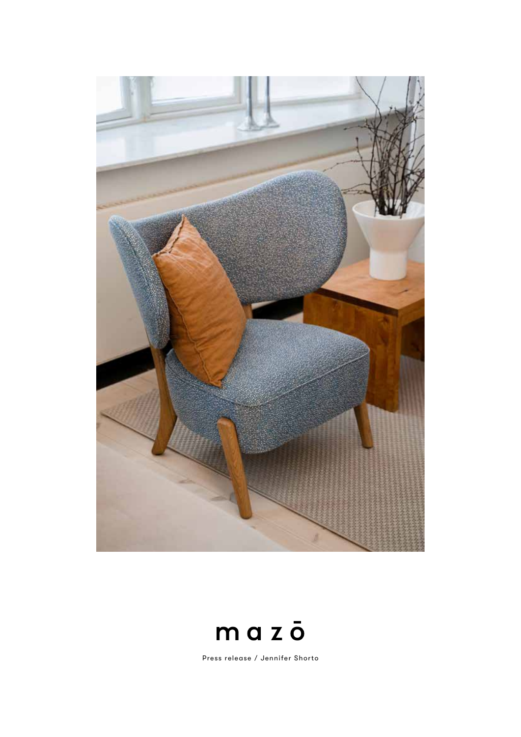# mazō

Press release / Jennifer Shorto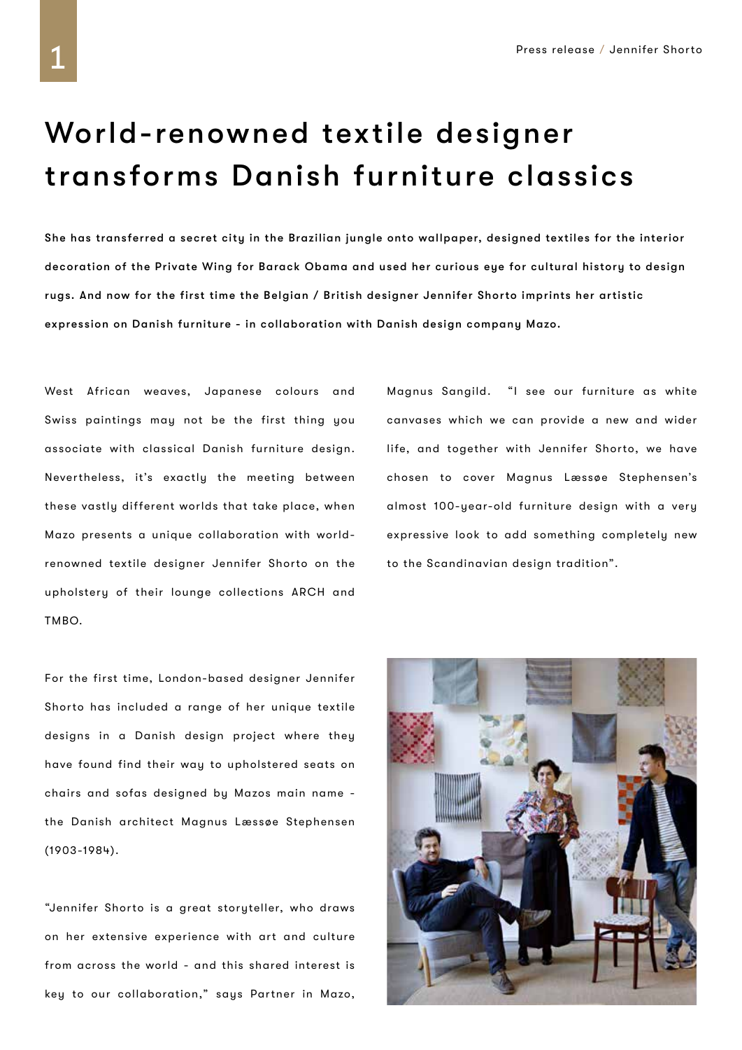# World-renowned textile designer transforms Danish furniture classics

**She has transferred a secret city in the Brazilian jungle onto wallpaper, designed textiles for the interior decoration of the Private Wing for Barack Obama and used her curious eye for cultural history to design rugs. And now for the first time the Belgian / British designer Jennifer Shorto imprints her artistic expression on Danish furniture - in collaboration with Danish design company Mazo.**

West African weaves, Japanese colours and Swiss paintings may not be the first thing you associate with classical Danish furniture design. Nevertheless, it's exactly the meeting between these vastly different worlds that take place, when Mazo presents a unique collaboration with world-renowned textile designer Jennifer Shorto on the upholstery of their lounge collections ARCH and TMBO.

For the first time, London-based designer Jennifer Shorto has included a range of her unique textile designs in a Danish design project where they have found find their way to upholstered seats on chairs and sofas designed by Mazos main name - the Danish architect Magnus Læssøe Stephensen (1903-1984).

"Jennifer Shorto is a great storyteller, who draws on her extensive experience with art and culture from across the world - and this shared interest is key to our collaboration," says Partner in Mazo, Magnus Sangild. "I see our furniture as white canvases which we can provide a new and wider life, and together with Jennifer Shorto, we have chosen to cover Magnus Læssøe Stephensen's almost 100-year-old furniture design with a very expressive look to add something completely new to the Scandinavian design tradition".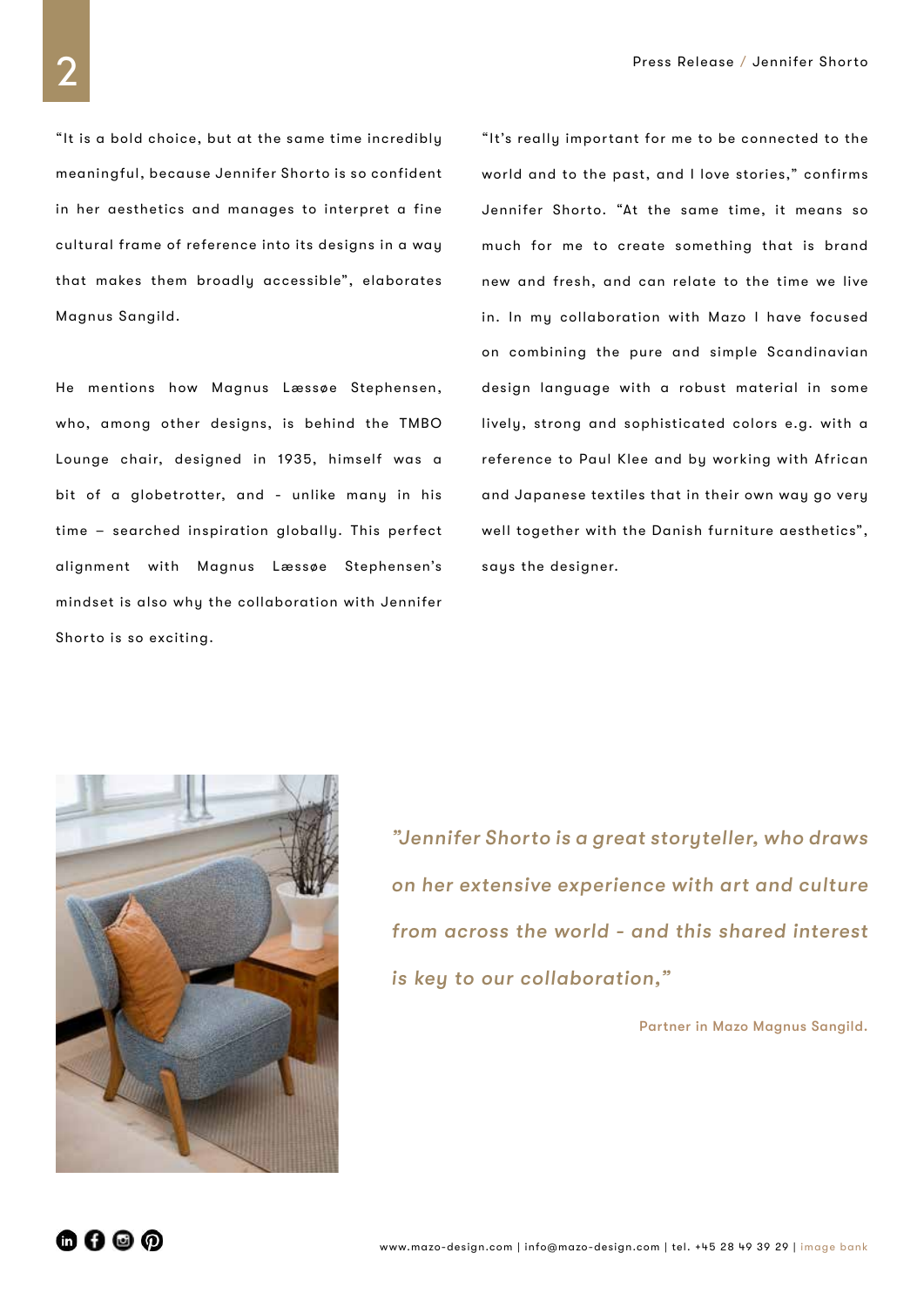"It is a bold choice, but at the same time incredibly meaningful, because Jennifer Shorto is so confident in her aesthetics and manages to interpret a fine cultural frame of reference into its designs in a way that makes them broadly accessible", elaborates Magnus Sangild.

He mentions how Magnus Læssøe Stephensen, who, among other designs, is behind the TMBO Lounge chair, designed in 1935, himself was a bit of a globetrotter, and - unlike many in his time – searched inspiration globally. This perfect alignment with Magnus Læssøe Stephensen's mindset is also why the collaboration with Jennifer Shorto is so exciting.

"It's really important for me to be connected to the world and to the past, and I love stories," confirms Jennifer Shorto. "At the same time, it means so much for me to create something that is brand new and fresh, and can relate to the time we live in. In my collaboration with Mazo I have focused on combining the pure and simple Scandinavian design language with a robust material in some lively, strong and sophisticated colors e.g. with a reference to Paul Klee and by working with African and Japanese textiles that in their own way go very well together with the Danish furniture aesthetics", says the designer.

*"Jennifer Shorto is a great storyteller, who draws on her extensive experience with art and culture from across the world - and this shared interest is key to our collaboration,"*

Partner in Mazo Magnus Sangild.

www.mazo-design.com | info@mazo-design.com | tel. +45 28 49 39 29 | image bank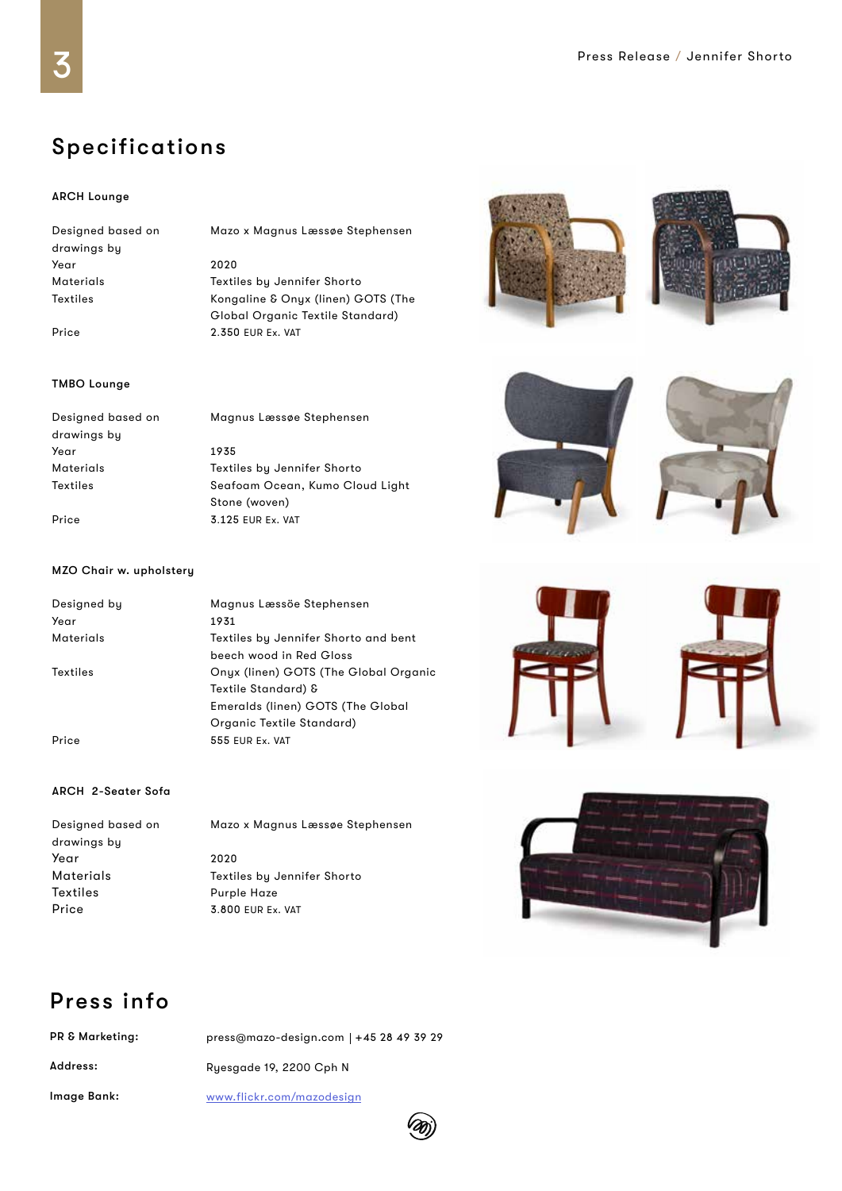## Specifications

### ARCH Lounge

| | |
|---|---|
| Designed based on drawings by | Mazo x Magnus Læssøe Stephensen |
| Year | 2020 |
| Materials | Textiles by Jennifer Shorto |
| Textiles | Kongaline & Onyx (linen) GOTS (The Global Organic Textile Standard) |
| Price | 2.350 EUR Ex. VAT |

### TMBO Lounge

| | |
|---|---|
| Designed based on drawings by | Magnus Læssøe Stephensen |
| Year | 1935 |
| Materials | Textiles by Jennifer Shorto |
| Textiles | Seafoam Ocean, Kumo Cloud Light Stone (woven) |
| Price | 3.125 EUR Ex. VAT |

### MZO Chair w. upholstery

| | |
|---|---|
| Designed by | Magnus Læssöe Stephensen |
| Year | 1931 |
| Materials | Textiles by Jennifer Shorto and bent beech wood in Red Gloss |
| Textiles | Onyx (linen) GOTS (The Global Organic Textile Standard) & Emeralds (linen) GOTS (The Global Organic Textile Standard) |
| Price | 555 EUR Ex. VAT |

### ARCH 2-Seater Sofa

| | |
|---|---|
| Designed based on drawings by | Mazo x Magnus Læssøe Stephensen |
| Year | 2020 |
| Materials | Textiles by Jennifer Shorto |
| Textiles | Purple Haze |
| Price | 3.800 EUR Ex. VAT |

## Press info

| | |
|---|---|
| **PR & Marketing:** | press@mazo-design.com \| +45 28 49 39 29 |
| **Address:** | Ryesgade 19, 2200 Cph N |
| **Image Bank:** | www.flickr.com/mazodesign |